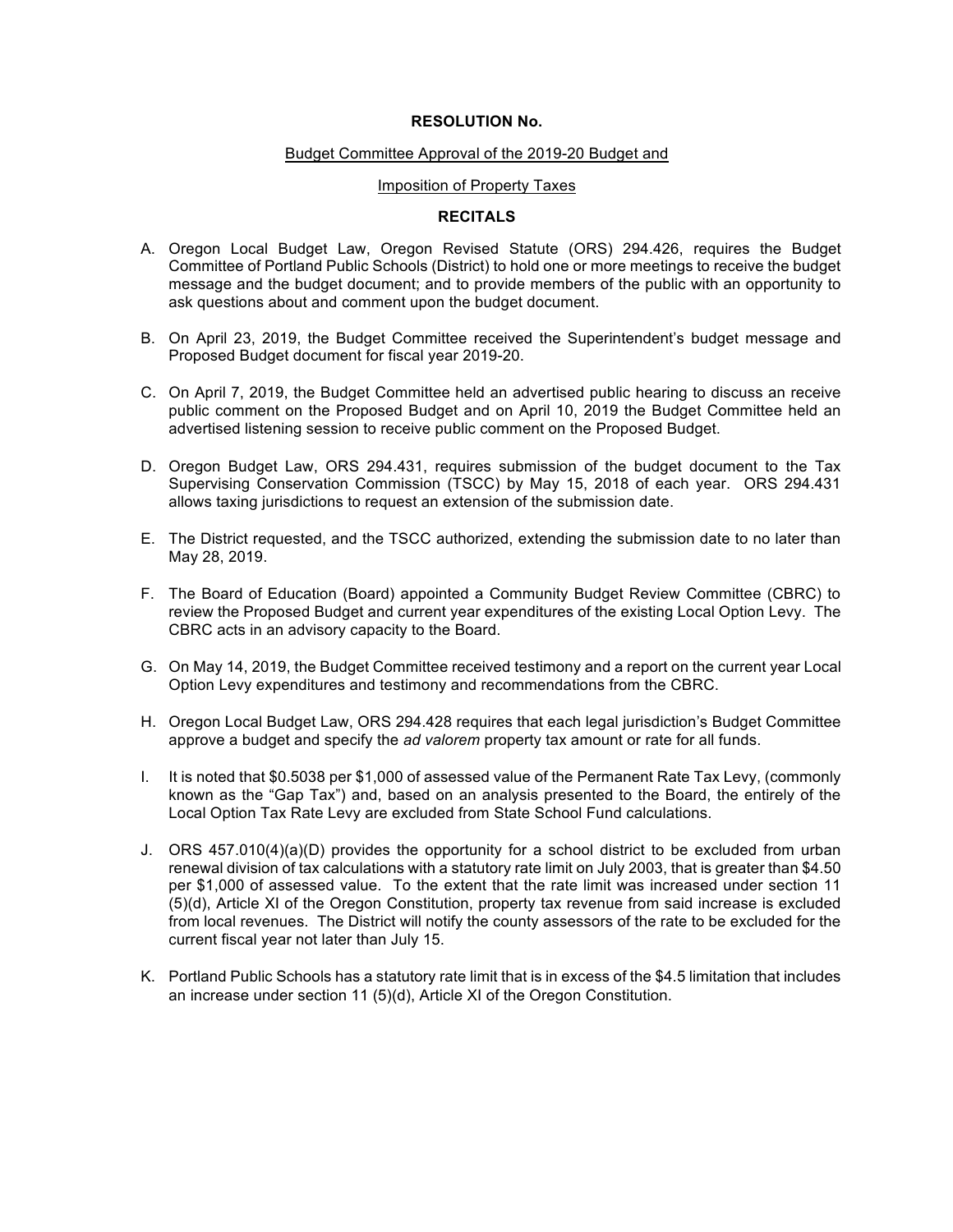**RESOLUTION No.**

Budget Committee Approval of the 2019-20 Budget and

Imposition of Property Taxes

**RECITALS**

A. Oregon Local Budget Law, Oregon Revised Statute (ORS) 294.426, requires the Budget Committee of Portland Public Schools (District) to hold one or more meetings to receive the budget message and the budget document; and to provide members of the public with an opportunity to ask questions about and comment upon the budget document.

B. On April 23, 2019, the Budget Committee received the Superintendent's budget message and Proposed Budget document for fiscal year 2019-20.

C. On April 7, 2019, the Budget Committee held an advertised public hearing to discuss an receive public comment on the Proposed Budget and on April 10, 2019 the Budget Committee held an advertised listening session to receive public comment on the Proposed Budget.

D. Oregon Budget Law, ORS 294.431, requires submission of the budget document to the Tax Supervising Conservation Commission (TSCC) by May 15, 2018 of each year. ORS 294.431 allows taxing jurisdictions to request an extension of the submission date.

E. The District requested, and the TSCC authorized, extending the submission date to no later than May 28, 2019.

F. The Board of Education (Board) appointed a Community Budget Review Committee (CBRC) to review the Proposed Budget and current year expenditures of the existing Local Option Levy. The CBRC acts in an advisory capacity to the Board.

G. On May 14, 2019, the Budget Committee received testimony and a report on the current year Local Option Levy expenditures and testimony and recommendations from the CBRC.

H. Oregon Local Budget Law, ORS 294.428 requires that each legal jurisdiction's Budget Committee approve a budget and specify the *ad valorem* property tax amount or rate for all funds.

I. It is noted that $0.5038 per $1,000 of assessed value of the Permanent Rate Tax Levy, (commonly known as the "Gap Tax") and, based on an analysis presented to the Board, the entirely of the Local Option Tax Rate Levy are excluded from State School Fund calculations.

J. ORS 457.010(4)(a)(D) provides the opportunity for a school district to be excluded from urban renewal division of tax calculations with a statutory rate limit on July 2003, that is greater than $4.50 per $1,000 of assessed value. To the extent that the rate limit was increased under section 11 (5)(d), Article XI of the Oregon Constitution, property tax revenue from said increase is excluded from local revenues. The District will notify the county assessors of the rate to be excluded for the current fiscal year not later than July 15.

K. Portland Public Schools has a statutory rate limit that is in excess of the $4.5 limitation that includes an increase under section 11 (5)(d), Article XI of the Oregon Constitution.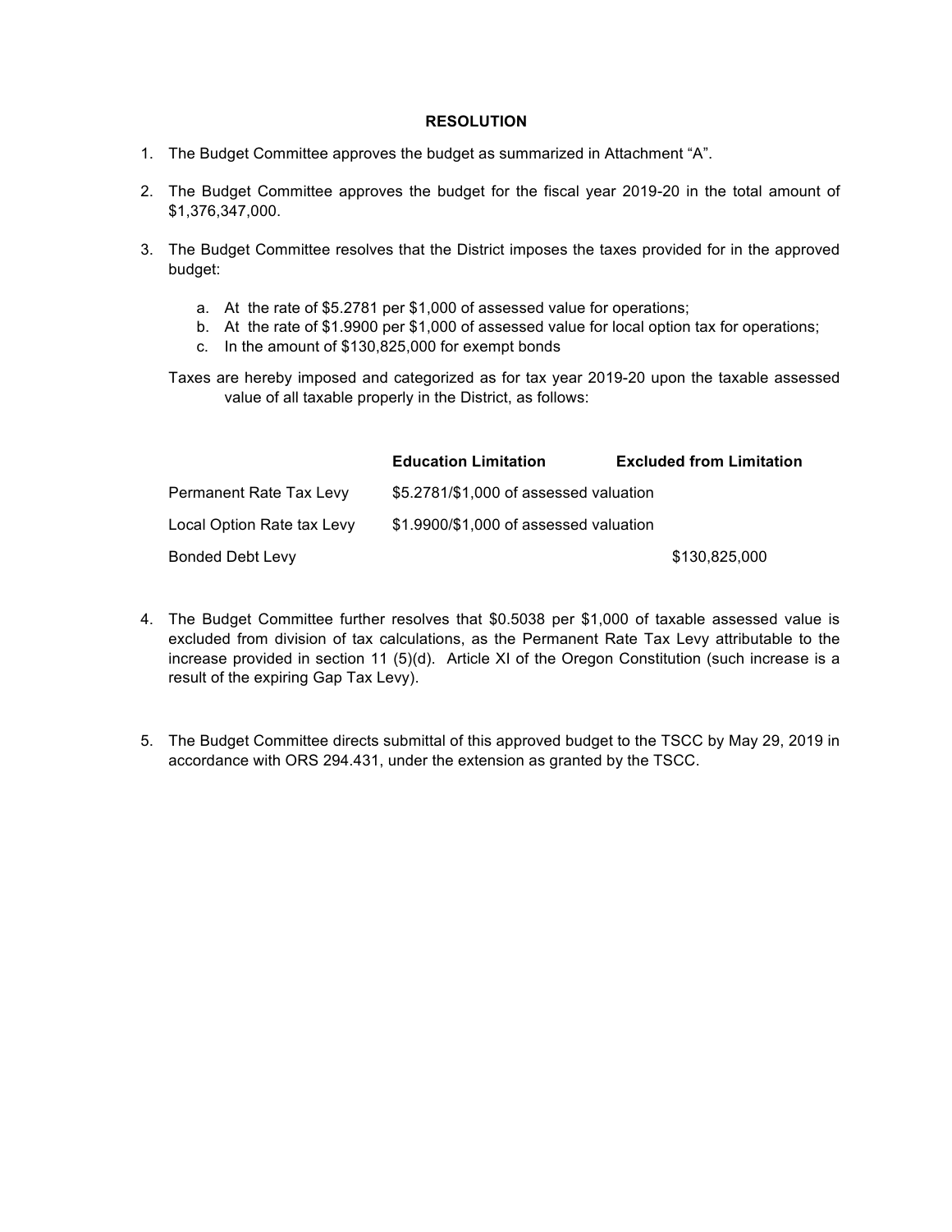**RESOLUTION**

1. The Budget Committee approves the budget as summarized in Attachment "A".

2. The Budget Committee approves the budget for the fiscal year 2019-20 in the total amount of $1,376,347,000.

3. The Budget Committee resolves that the District imposes the taxes provided for in the approved budget:

   a. At the rate of $5.2781 per $1,000 of assessed value for operations;
   b. At the rate of $1.9900 per $1,000 of assessed value for local option tax for operations;
   c. In the amount of $130,825,000 for exempt bonds

   Taxes are hereby imposed and categorized as for tax year 2019-20 upon the taxable assessed value of all taxable properly in the District, as follows:

| | Education Limitation | Excluded from Limitation |
|---|---|---|
| Permanent Rate Tax Levy | $5.2781/$1,000 of assessed valuation | |
| Local Option Rate tax Levy | $1.9900/$1,000 of assessed valuation | |
| Bonded Debt Levy | | $130,825,000 |

4. The Budget Committee further resolves that $0.5038 per $1,000 of taxable assessed value is excluded from division of tax calculations, as the Permanent Rate Tax Levy attributable to the increase provided in section 11 (5)(d). Article XI of the Oregon Constitution (such increase is a result of the expiring Gap Tax Levy).

5. The Budget Committee directs submittal of this approved budget to the TSCC by May 29, 2019 in accordance with ORS 294.431, under the extension as granted by the TSCC.